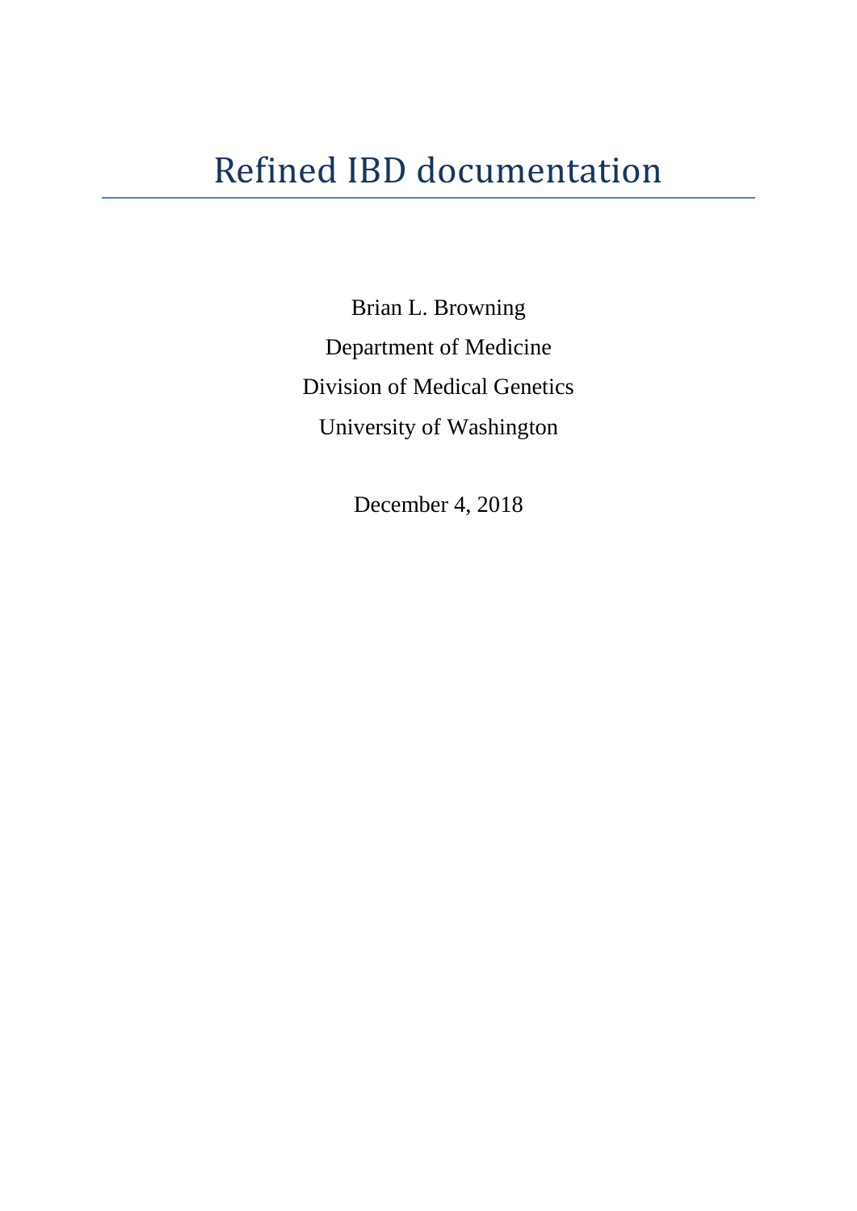# Refined IBD documentation

Brian L. Browning

Department of Medicine

Division of Medical Genetics

University of Washington

December 4, 2018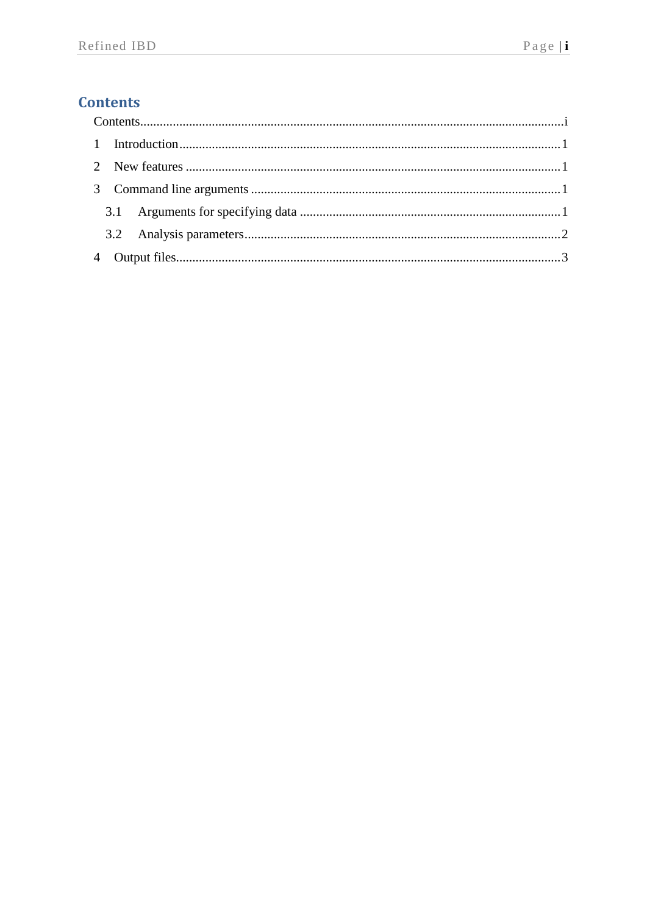# Contents

Contents....................................................................................................................................i

1 Introduction.............................................................................................................................1

2 New features ...........................................................................................................................1

3 Command line arguments .......................................................................................................1

3.1 Arguments for specifying data .........................................................................................1

3.2 Analysis parameters..........................................................................................................2

4 Output files..............................................................................................................................3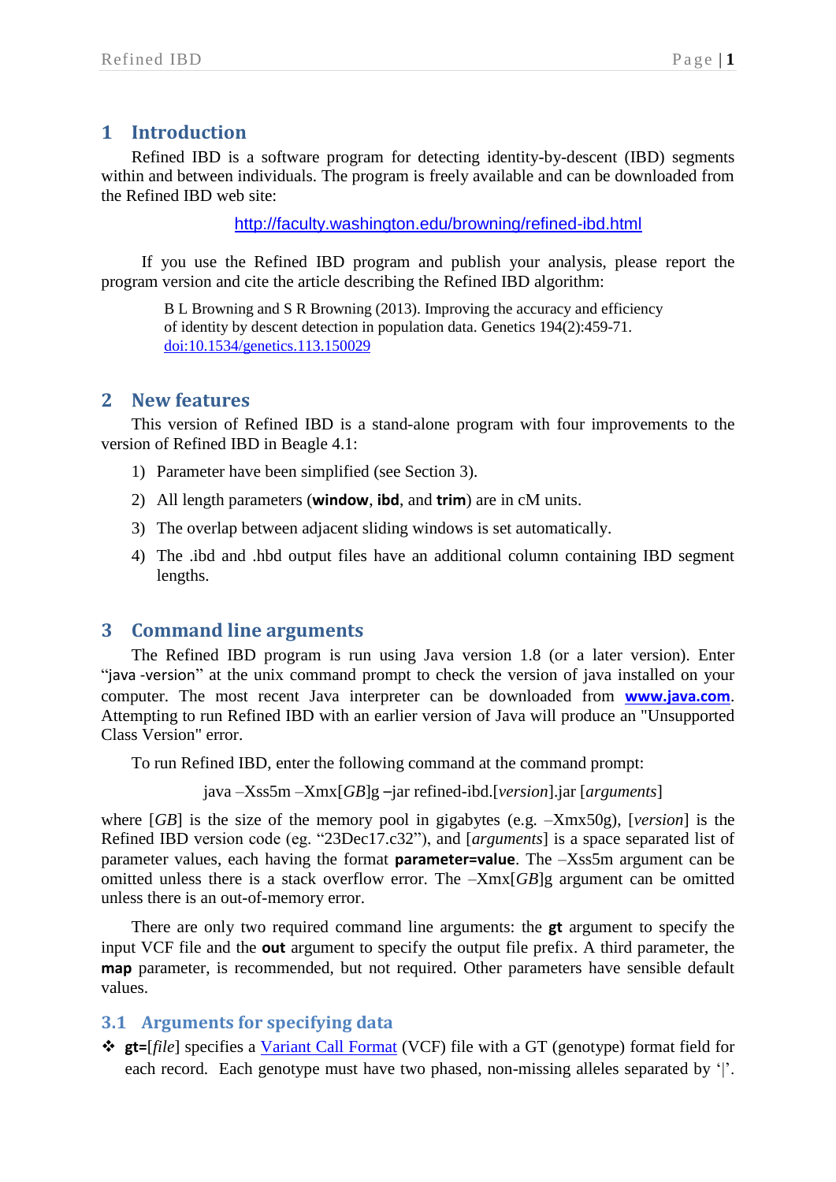# 1 Introduction

Refined IBD is a software program for detecting identity-by-descent (IBD) segments within and between individuals. The program is freely available and can be downloaded from the Refined IBD web site:

http://faculty.washington.edu/browning/refined-ibd.html

If you use the Refined IBD program and publish your analysis, please report the program version and cite the article describing the Refined IBD algorithm:

> B L Browning and S R Browning (2013). Improving the accuracy and efficiency of identity by descent detection in population data. Genetics 194(2):459-71. doi:10.1534/genetics.113.150029

# 2 New features

This version of Refined IBD is a stand-alone program with four improvements to the version of Refined IBD in Beagle 4.1:

1) Parameter have been simplified (see Section 3).
2) All length parameters (**window**, **ibd**, and **trim**) are in cM units.
3) The overlap between adjacent sliding windows is set automatically.
4) The .ibd and .hbd output files have an additional column containing IBD segment lengths.

# 3 Command line arguments

The Refined IBD program is run using Java version 1.8 (or a later version). Enter "java -version" at the unix command prompt to check the version of java installed on your computer. The most recent Java interpreter can be downloaded from **www.java.com**. Attempting to run Refined IBD with an earlier version of Java will produce an "Unsupported Class Version" error.

To run Refined IBD, enter the following command at the command prompt:

java –Xss5m –Xmx[*GB*]g –jar refined-ibd.[*version*].jar [*arguments*]

where [*GB*] is the size of the memory pool in gigabytes (e.g. –Xmx50g), [*version*] is the Refined IBD version code (eg. "23Dec17.c32"), and [*arguments*] is a space separated list of parameter values, each having the format **parameter=value**. The –Xss5m argument can be omitted unless there is a stack overflow error. The –Xmx[*GB*]g argument can be omitted unless there is an out-of-memory error.

There are only two required command line arguments: the **gt** argument to specify the input VCF file and the **out** argument to specify the output file prefix. A third parameter, the **map** parameter, is recommended, but not required. Other parameters have sensible default values.

## 3.1 Arguments for specifying data

- **gt=**[*file*] specifies a Variant Call Format (VCF) file with a GT (genotype) format field for each record. Each genotype must have two phased, non-missing alleles separated by '|'.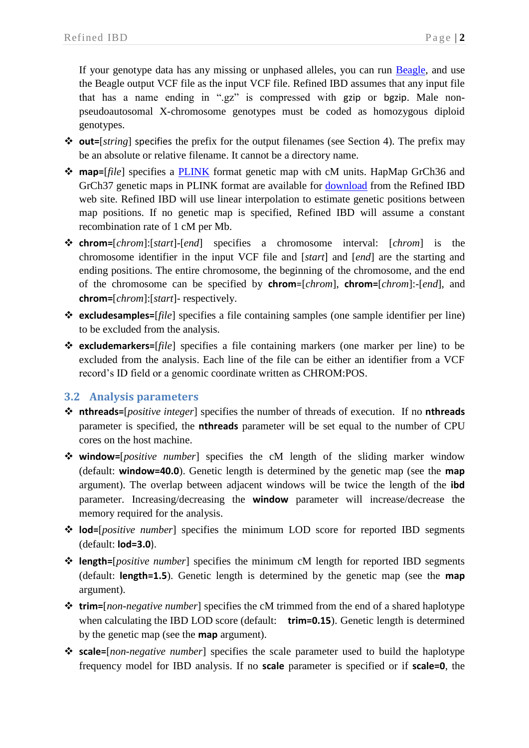If your genotype data has any missing or unphased alleles, you can run Beagle, and use the Beagle output VCF file as the input VCF file. Refined IBD assumes that any input file that has a name ending in ".gz" is compressed with gzip or bgzip. Male non-pseudoautosomal X-chromosome genotypes must be coded as homozygous diploid genotypes.

- **out=**[*string*] specifies the prefix for the output filenames (see Section 4). The prefix may be an absolute or relative filename. It cannot be a directory name.
- **map=**[*file*] specifies a PLINK format genetic map with cM units. HapMap GrCh36 and GrCh37 genetic maps in PLINK format are available for download from the Refined IBD web site. Refined IBD will use linear interpolation to estimate genetic positions between map positions. If no genetic map is specified, Refined IBD will assume a constant recombination rate of 1 cM per Mb.
- **chrom=**[*chrom*]:[*start*]-[*end*] specifies a chromosome interval: [*chrom*] is the chromosome identifier in the input VCF file and [*start*] and [*end*] are the starting and ending positions. The entire chromosome, the beginning of the chromosome, and the end of the chromosome can be specified by **chrom**=[*chrom*], **chrom=**[*chrom*]:-[*end*], and **chrom=**[*chrom*]:[*start*]- respectively.
- **excludesamples=**[*file*] specifies a file containing samples (one sample identifier per line) to be excluded from the analysis.
- **excludemarkers=**[*file*] specifies a file containing markers (one marker per line) to be excluded from the analysis. Each line of the file can be either an identifier from a VCF record's ID field or a genomic coordinate written as CHROM:POS.

## 3.2 Analysis parameters

- **nthreads=**[*positive integer*] specifies the number of threads of execution. If no **nthreads** parameter is specified, the **nthreads** parameter will be set equal to the number of CPU cores on the host machine.
- **window=**[*positive number*] specifies the cM length of the sliding marker window (default: **window=40.0**). Genetic length is determined by the genetic map (see the **map** argument). The overlap between adjacent windows will be twice the length of the **ibd** parameter. Increasing/decreasing the **window** parameter will increase/decrease the memory required for the analysis.
- **lod=**[*positive number*] specifies the minimum LOD score for reported IBD segments (default: **lod=3.0**).
- **length=**[*positive number*] specifies the minimum cM length for reported IBD segments (default: **length=1.5**). Genetic length is determined by the genetic map (see the **map** argument).
- **trim=**[*non-negative number*] specifies the cM trimmed from the end of a shared haplotype when calculating the IBD LOD score (default: **trim=0.15**). Genetic length is determined by the genetic map (see the **map** argument).
- **scale=**[*non-negative number*] specifies the scale parameter used to build the haplotype frequency model for IBD analysis. If no **scale** parameter is specified or if **scale=0**, the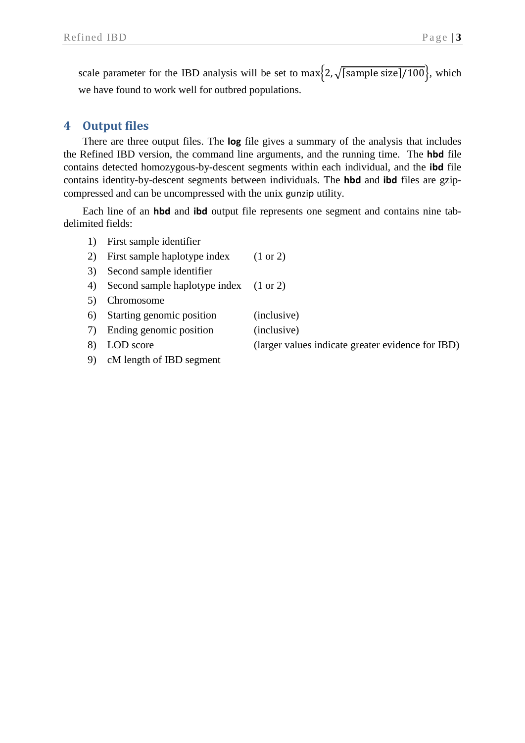scale parameter for the IBD analysis will be set to $\max\left\{2, \sqrt{[\text{sample size}]/100}\right\}$, which we have found to work well for outbred populations.

# 4 Output files

There are three output files. The **log** file gives a summary of the analysis that includes the Refined IBD version, the command line arguments, and the running time. The **hbd** file contains detected homozygous-by-descent segments within each individual, and the **ibd** file contains identity-by-descent segments between individuals. The **hbd** and **ibd** files are gzip-compressed and can be uncompressed with the unix gunzip utility.

Each line of an **hbd** and **ibd** output file represents one segment and contains nine tab-delimited fields:

1) First sample identifier
2) First sample haplotype index (1 or 2)
3) Second sample identifier
4) Second sample haplotype index (1 or 2)
5) Chromosome
6) Starting genomic position (inclusive)
7) Ending genomic position (inclusive)
8) LOD score (larger values indicate greater evidence for IBD)
9) cM length of IBD segment